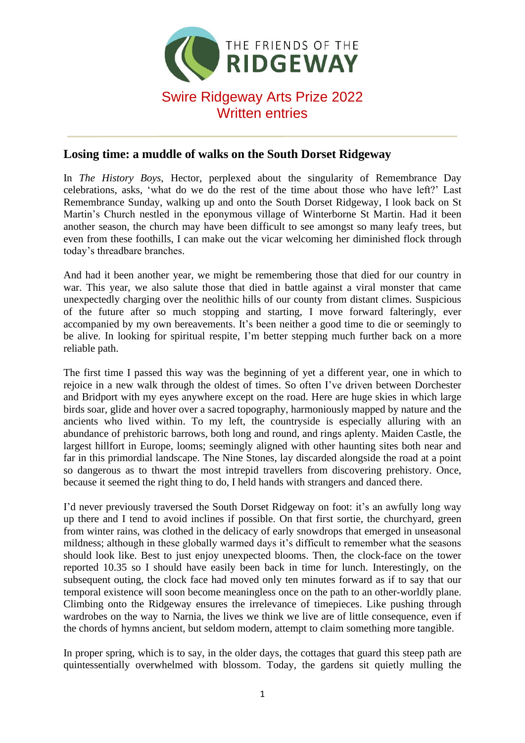THE FRIENDS OF THE RIDGEWAY

# Swire Ridgeway Arts Prize 2022
# Written entries

## Losing time: a muddle of walks on the South Dorset Ridgeway

In *The History Boys*, Hector, perplexed about the singularity of Remembrance Day celebrations, asks, 'what do we do the rest of the time about those who have left?' Last Remembrance Sunday, walking up and onto the South Dorset Ridgeway, I look back on St Martin's Church nestled in the eponymous village of Winterborne St Martin. Had it been another season, the church may have been difficult to see amongst so many leafy trees, but even from these foothills, I can make out the vicar welcoming her diminished flock through today's threadbare branches.

And had it been another year, we might be remembering those that died for our country in war. This year, we also salute those that died in battle against a viral monster that came unexpectedly charging over the neolithic hills of our county from distant climes. Suspicious of the future after so much stopping and starting, I move forward falteringly, ever accompanied by my own bereavements. It's been neither a good time to die or seemingly to be alive. In looking for spiritual respite, I'm better stepping much further back on a more reliable path.

The first time I passed this way was the beginning of yet a different year, one in which to rejoice in a new walk through the oldest of times. So often I've driven between Dorchester and Bridport with my eyes anywhere except on the road. Here are huge skies in which large birds soar, glide and hover over a sacred topography, harmoniously mapped by nature and the ancients who lived within. To my left, the countryside is especially alluring with an abundance of prehistoric barrows, both long and round, and rings aplenty. Maiden Castle, the largest hillfort in Europe, looms; seemingly aligned with other haunting sites both near and far in this primordial landscape. The Nine Stones, lay discarded alongside the road at a point so dangerous as to thwart the most intrepid travellers from discovering prehistory. Once, because it seemed the right thing to do, I held hands with strangers and danced there.

I'd never previously traversed the South Dorset Ridgeway on foot: it's an awfully long way up there and I tend to avoid inclines if possible. On that first sortie, the churchyard, green from winter rains, was clothed in the delicacy of early snowdrops that emerged in unseasonal mildness; although in these globally warmed days it's difficult to remember what the seasons should look like. Best to just enjoy unexpected blooms. Then, the clock-face on the tower reported 10.35 so I should have easily been back in time for lunch. Interestingly, on the subsequent outing, the clock face had moved only ten minutes forward as if to say that our temporal existence will soon become meaningless once on the path to an other-worldly plane. Climbing onto the Ridgeway ensures the irrelevance of timepieces. Like pushing through wardrobes on the way to Narnia, the lives we think we live are of little consequence, even if the chords of hymns ancient, but seldom modern, attempt to claim something more tangible.

In proper spring, which is to say, in the older days, the cottages that guard this steep path are quintessentially overwhelmed with blossom. Today, the gardens sit quietly mulling the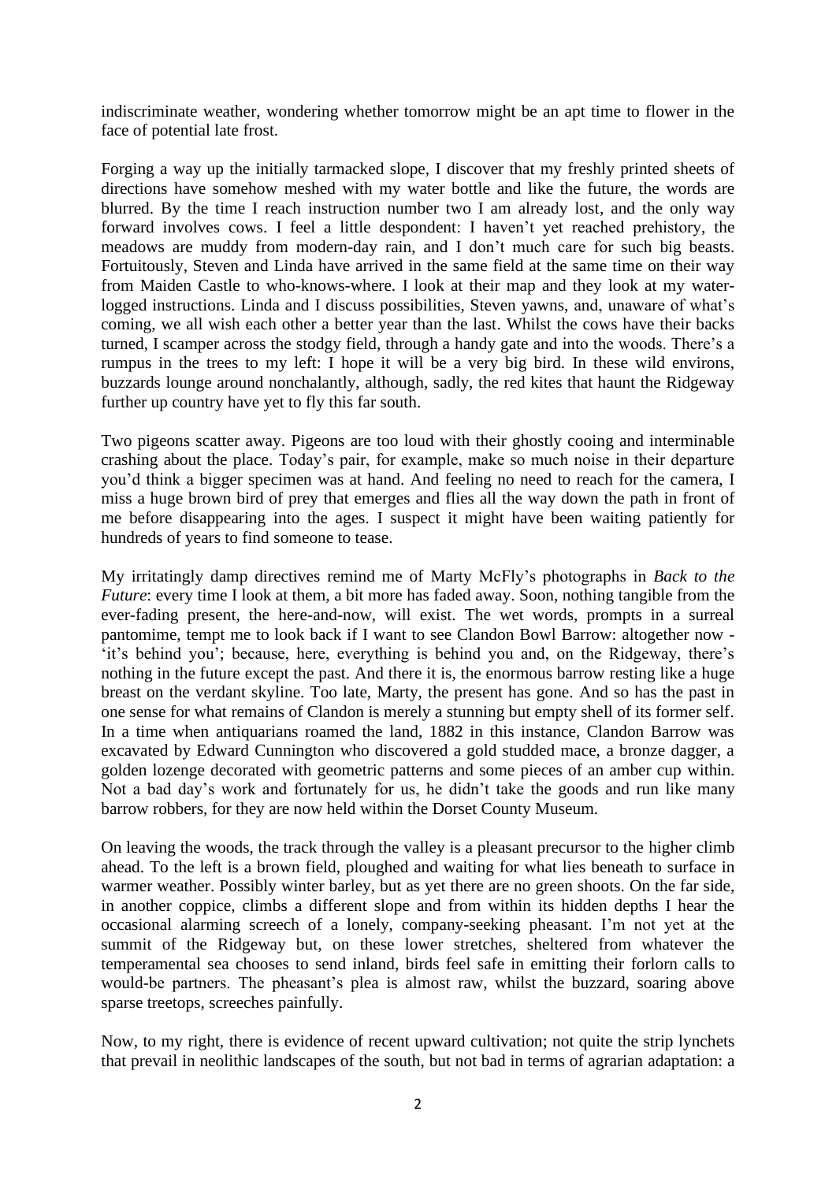indiscriminate weather, wondering whether tomorrow might be an apt time to flower in the face of potential late frost.

Forging a way up the initially tarmacked slope, I discover that my freshly printed sheets of directions have somehow meshed with my water bottle and like the future, the words are blurred. By the time I reach instruction number two I am already lost, and the only way forward involves cows. I feel a little despondent: I haven't yet reached prehistory, the meadows are muddy from modern-day rain, and I don't much care for such big beasts. Fortuitously, Steven and Linda have arrived in the same field at the same time on their way from Maiden Castle to who-knows-where. I look at their map and they look at my water-logged instructions. Linda and I discuss possibilities, Steven yawns, and, unaware of what's coming, we all wish each other a better year than the last. Whilst the cows have their backs turned, I scamper across the stodgy field, through a handy gate and into the woods. There's a rumpus in the trees to my left: I hope it will be a very big bird. In these wild environs, buzzards lounge around nonchalantly, although, sadly, the red kites that haunt the Ridgeway further up country have yet to fly this far south.

Two pigeons scatter away. Pigeons are too loud with their ghostly cooing and interminable crashing about the place. Today's pair, for example, make so much noise in their departure you'd think a bigger specimen was at hand. And feeling no need to reach for the camera, I miss a huge brown bird of prey that emerges and flies all the way down the path in front of me before disappearing into the ages. I suspect it might have been waiting patiently for hundreds of years to find someone to tease.

My irritatingly damp directives remind me of Marty McFly's photographs in *Back to the Future*: every time I look at them, a bit more has faded away. Soon, nothing tangible from the ever-fading present, the here-and-now, will exist. The wet words, prompts in a surreal pantomime, tempt me to look back if I want to see Clandon Bowl Barrow: altogether now - 'it's behind you'; because, here, everything is behind you and, on the Ridgeway, there's nothing in the future except the past. And there it is, the enormous barrow resting like a huge breast on the verdant skyline. Too late, Marty, the present has gone. And so has the past in one sense for what remains of Clandon is merely a stunning but empty shell of its former self. In a time when antiquarians roamed the land, 1882 in this instance, Clandon Barrow was excavated by Edward Cunnington who discovered a gold studded mace, a bronze dagger, a golden lozenge decorated with geometric patterns and some pieces of an amber cup within. Not a bad day's work and fortunately for us, he didn't take the goods and run like many barrow robbers, for they are now held within the Dorset County Museum.

On leaving the woods, the track through the valley is a pleasant precursor to the higher climb ahead. To the left is a brown field, ploughed and waiting for what lies beneath to surface in warmer weather. Possibly winter barley, but as yet there are no green shoots. On the far side, in another coppice, climbs a different slope and from within its hidden depths I hear the occasional alarming screech of a lonely, company-seeking pheasant. I'm not yet at the summit of the Ridgeway but, on these lower stretches, sheltered from whatever the temperamental sea chooses to send inland, birds feel safe in emitting their forlorn calls to would-be partners. The pheasant's plea is almost raw, whilst the buzzard, soaring above sparse treetops, screeches painfully.

Now, to my right, there is evidence of recent upward cultivation; not quite the strip lynchets that prevail in neolithic landscapes of the south, but not bad in terms of agrarian adaptation: a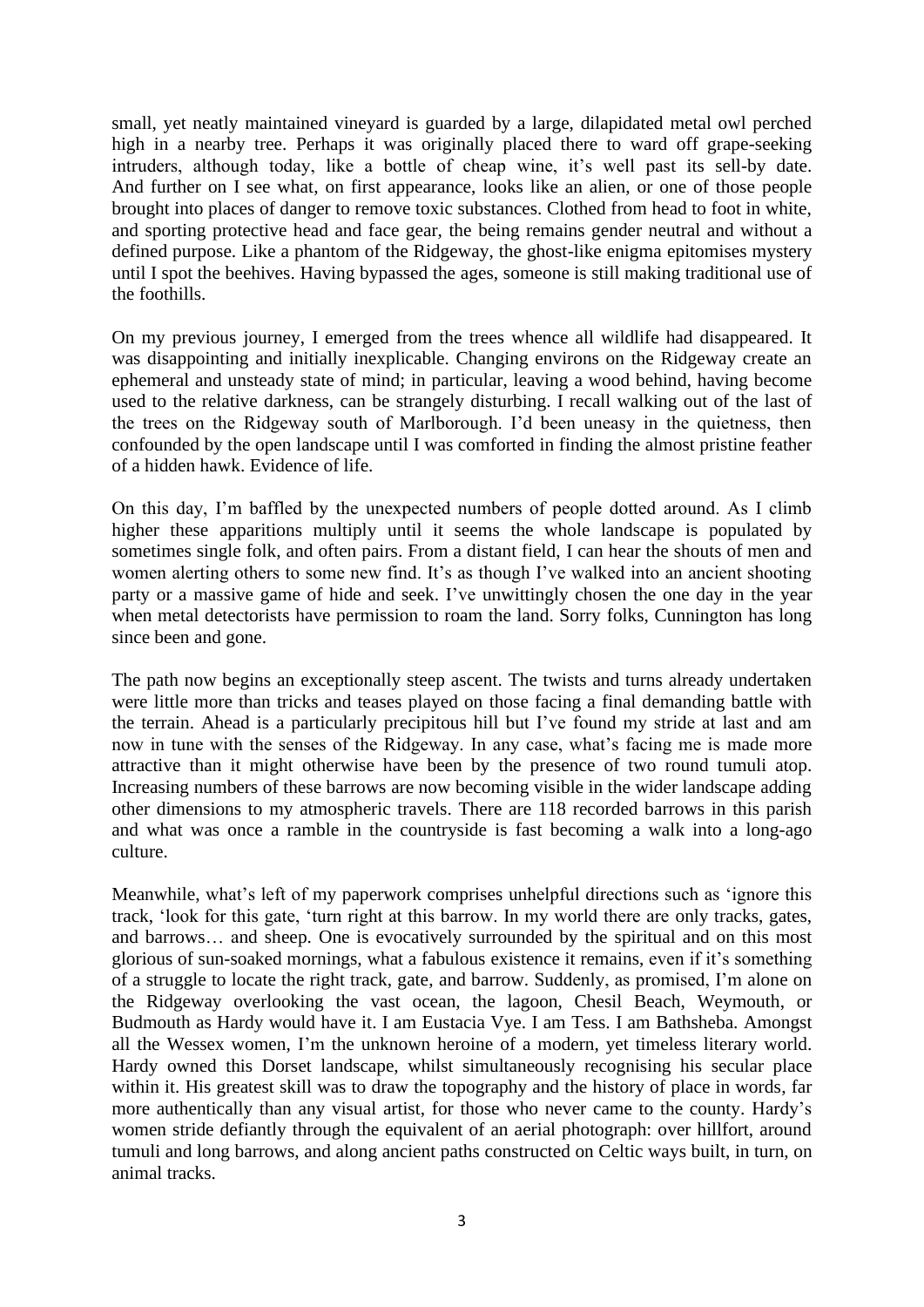small, yet neatly maintained vineyard is guarded by a large, dilapidated metal owl perched high in a nearby tree. Perhaps it was originally placed there to ward off grape-seeking intruders, although today, like a bottle of cheap wine, it's well past its sell-by date. And further on I see what, on first appearance, looks like an alien, or one of those people brought into places of danger to remove toxic substances. Clothed from head to foot in white, and sporting protective head and face gear, the being remains gender neutral and without a defined purpose. Like a phantom of the Ridgeway, the ghost-like enigma epitomises mystery until I spot the beehives. Having bypassed the ages, someone is still making traditional use of the foothills.

On my previous journey, I emerged from the trees whence all wildlife had disappeared. It was disappointing and initially inexplicable. Changing environs on the Ridgeway create an ephemeral and unsteady state of mind; in particular, leaving a wood behind, having become used to the relative darkness, can be strangely disturbing. I recall walking out of the last of the trees on the Ridgeway south of Marlborough. I'd been uneasy in the quietness, then confounded by the open landscape until I was comforted in finding the almost pristine feather of a hidden hawk. Evidence of life.

On this day, I'm baffled by the unexpected numbers of people dotted around. As I climb higher these apparitions multiply until it seems the whole landscape is populated by sometimes single folk, and often pairs. From a distant field, I can hear the shouts of men and women alerting others to some new find. It's as though I've walked into an ancient shooting party or a massive game of hide and seek. I've unwittingly chosen the one day in the year when metal detectorists have permission to roam the land. Sorry folks, Cunnington has long since been and gone.

The path now begins an exceptionally steep ascent. The twists and turns already undertaken were little more than tricks and teases played on those facing a final demanding battle with the terrain. Ahead is a particularly precipitous hill but I've found my stride at last and am now in tune with the senses of the Ridgeway. In any case, what's facing me is made more attractive than it might otherwise have been by the presence of two round tumuli atop. Increasing numbers of these barrows are now becoming visible in the wider landscape adding other dimensions to my atmospheric travels. There are 118 recorded barrows in this parish and what was once a ramble in the countryside is fast becoming a walk into a long-ago culture.

Meanwhile, what's left of my paperwork comprises unhelpful directions such as 'ignore this track, 'look for this gate, 'turn right at this barrow. In my world there are only tracks, gates, and barrows… and sheep. One is evocatively surrounded by the spiritual and on this most glorious of sun-soaked mornings, what a fabulous existence it remains, even if it's something of a struggle to locate the right track, gate, and barrow. Suddenly, as promised, I'm alone on the Ridgeway overlooking the vast ocean, the lagoon, Chesil Beach, Weymouth, or Budmouth as Hardy would have it. I am Eustacia Vye. I am Tess. I am Bathsheba. Amongst all the Wessex women, I'm the unknown heroine of a modern, yet timeless literary world. Hardy owned this Dorset landscape, whilst simultaneously recognising his secular place within it. His greatest skill was to draw the topography and the history of place in words, far more authentically than any visual artist, for those who never came to the county. Hardy's women stride defiantly through the equivalent of an aerial photograph: over hillfort, around tumuli and long barrows, and along ancient paths constructed on Celtic ways built, in turn, on animal tracks.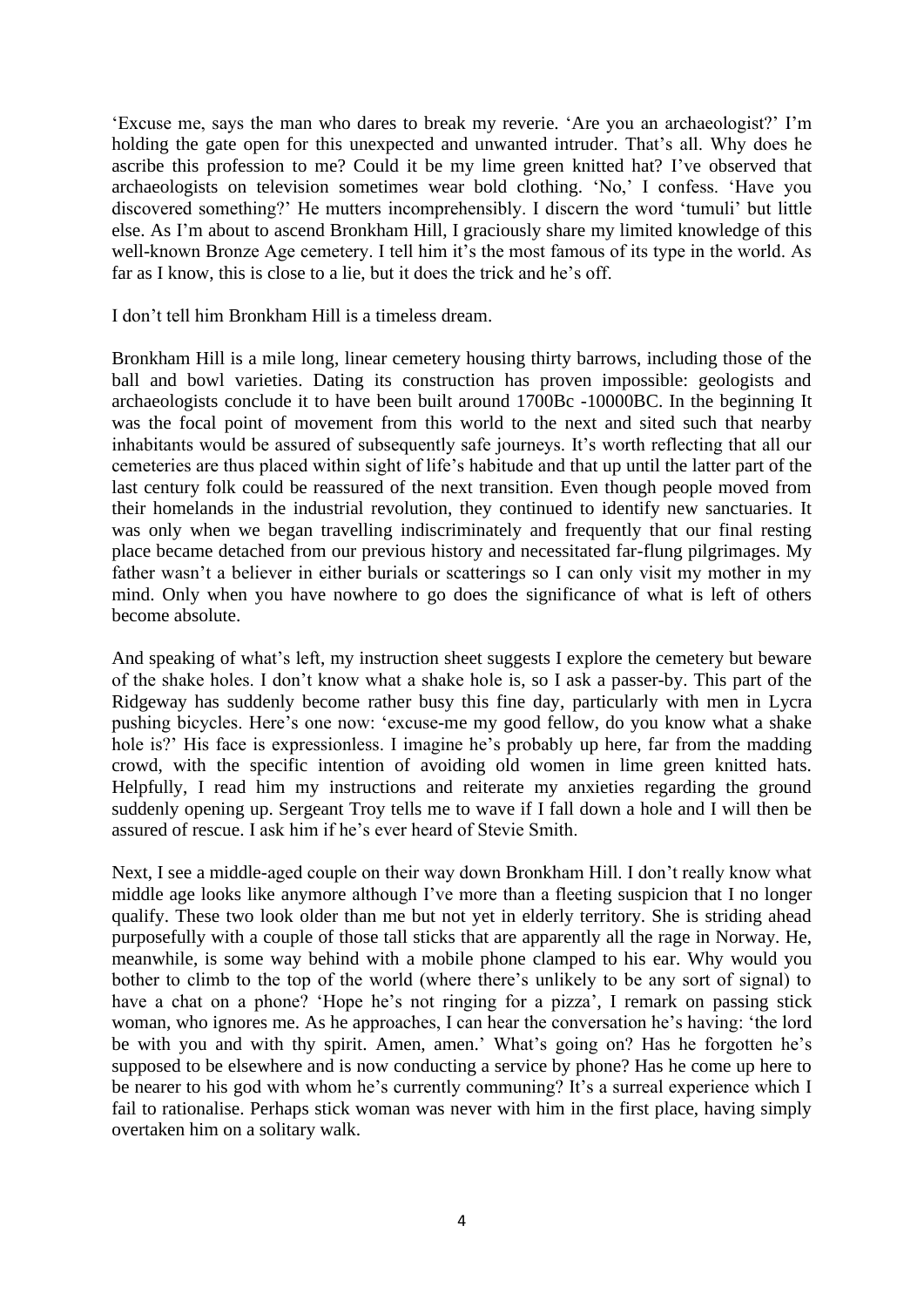'Excuse me, says the man who dares to break my reverie. 'Are you an archaeologist?' I'm holding the gate open for this unexpected and unwanted intruder. That's all. Why does he ascribe this profession to me? Could it be my lime green knitted hat? I've observed that archaeologists on television sometimes wear bold clothing. 'No,' I confess. 'Have you discovered something?' He mutters incomprehensibly. I discern the word 'tumuli' but little else. As I'm about to ascend Bronkham Hill, I graciously share my limited knowledge of this well-known Bronze Age cemetery. I tell him it's the most famous of its type in the world. As far as I know, this is close to a lie, but it does the trick and he's off.

I don't tell him Bronkham Hill is a timeless dream.

Bronkham Hill is a mile long, linear cemetery housing thirty barrows, including those of the ball and bowl varieties. Dating its construction has proven impossible: geologists and archaeologists conclude it to have been built around 1700Bc -10000BC. In the beginning It was the focal point of movement from this world to the next and sited such that nearby inhabitants would be assured of subsequently safe journeys. It's worth reflecting that all our cemeteries are thus placed within sight of life's habitude and that up until the latter part of the last century folk could be reassured of the next transition. Even though people moved from their homelands in the industrial revolution, they continued to identify new sanctuaries. It was only when we began travelling indiscriminately and frequently that our final resting place became detached from our previous history and necessitated far-flung pilgrimages. My father wasn't a believer in either burials or scatterings so I can only visit my mother in my mind. Only when you have nowhere to go does the significance of what is left of others become absolute.

And speaking of what's left, my instruction sheet suggests I explore the cemetery but beware of the shake holes. I don't know what a shake hole is, so I ask a passer-by. This part of the Ridgeway has suddenly become rather busy this fine day, particularly with men in Lycra pushing bicycles. Here's one now: 'excuse-me my good fellow, do you know what a shake hole is?' His face is expressionless. I imagine he's probably up here, far from the madding crowd, with the specific intention of avoiding old women in lime green knitted hats. Helpfully, I read him my instructions and reiterate my anxieties regarding the ground suddenly opening up. Sergeant Troy tells me to wave if I fall down a hole and I will then be assured of rescue. I ask him if he's ever heard of Stevie Smith.

Next, I see a middle-aged couple on their way down Bronkham Hill. I don't really know what middle age looks like anymore although I've more than a fleeting suspicion that I no longer qualify. These two look older than me but not yet in elderly territory. She is striding ahead purposefully with a couple of those tall sticks that are apparently all the rage in Norway. He, meanwhile, is some way behind with a mobile phone clamped to his ear. Why would you bother to climb to the top of the world (where there's unlikely to be any sort of signal) to have a chat on a phone? 'Hope he's not ringing for a pizza', I remark on passing stick woman, who ignores me. As he approaches, I can hear the conversation he's having: 'the lord be with you and with thy spirit. Amen, amen.' What's going on? Has he forgotten he's supposed to be elsewhere and is now conducting a service by phone? Has he come up here to be nearer to his god with whom he's currently communing? It's a surreal experience which I fail to rationalise. Perhaps stick woman was never with him in the first place, having simply overtaken him on a solitary walk.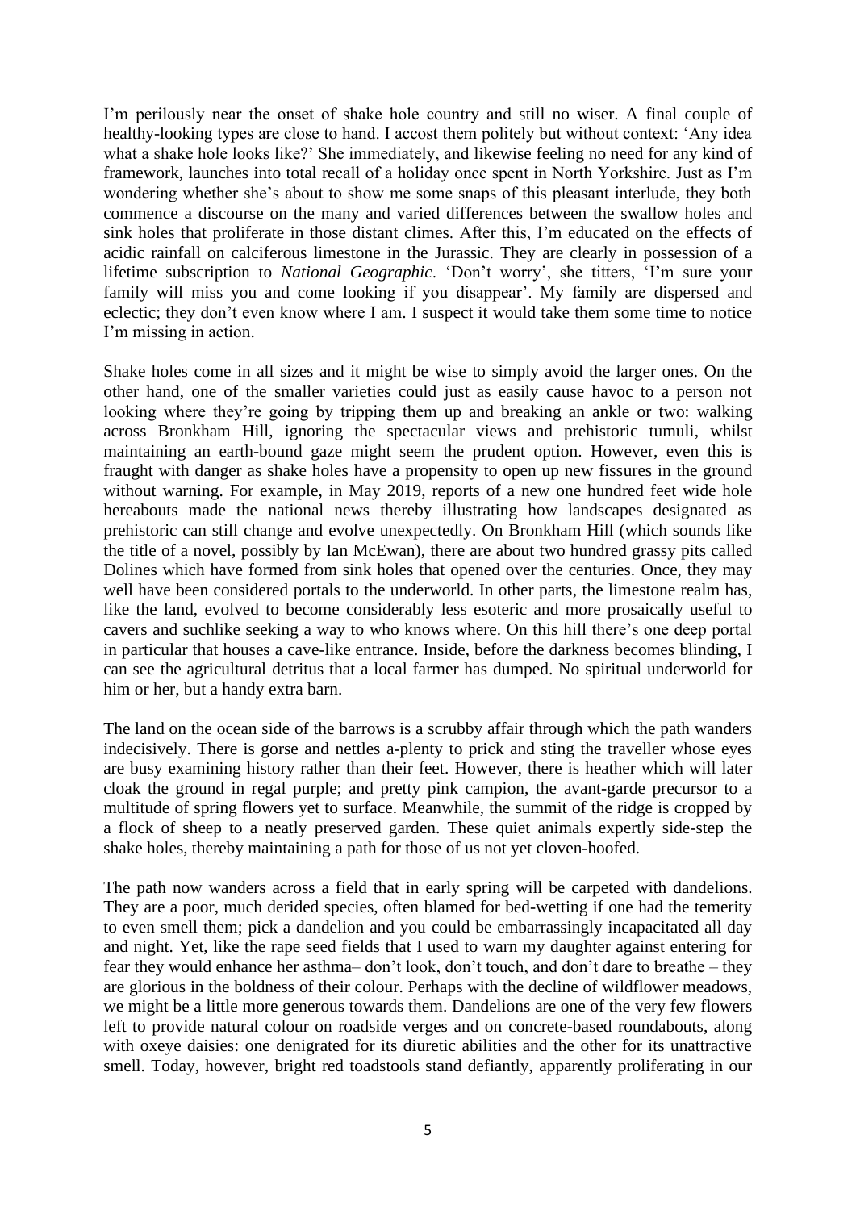I'm perilously near the onset of shake hole country and still no wiser. A final couple of healthy-looking types are close to hand. I accost them politely but without context: 'Any idea what a shake hole looks like?' She immediately, and likewise feeling no need for any kind of framework, launches into total recall of a holiday once spent in North Yorkshire. Just as I'm wondering whether she's about to show me some snaps of this pleasant interlude, they both commence a discourse on the many and varied differences between the swallow holes and sink holes that proliferate in those distant climes. After this, I'm educated on the effects of acidic rainfall on calciferous limestone in the Jurassic. They are clearly in possession of a lifetime subscription to *National Geographic*. 'Don't worry', she titters, 'I'm sure your family will miss you and come looking if you disappear'. My family are dispersed and eclectic; they don't even know where I am. I suspect it would take them some time to notice I'm missing in action.

Shake holes come in all sizes and it might be wise to simply avoid the larger ones. On the other hand, one of the smaller varieties could just as easily cause havoc to a person not looking where they're going by tripping them up and breaking an ankle or two: walking across Bronkham Hill, ignoring the spectacular views and prehistoric tumuli, whilst maintaining an earth-bound gaze might seem the prudent option. However, even this is fraught with danger as shake holes have a propensity to open up new fissures in the ground without warning. For example, in May 2019, reports of a new one hundred feet wide hole hereabouts made the national news thereby illustrating how landscapes designated as prehistoric can still change and evolve unexpectedly. On Bronkham Hill (which sounds like the title of a novel, possibly by Ian McEwan), there are about two hundred grassy pits called Dolines which have formed from sink holes that opened over the centuries. Once, they may well have been considered portals to the underworld. In other parts, the limestone realm has, like the land, evolved to become considerably less esoteric and more prosaically useful to cavers and suchlike seeking a way to who knows where. On this hill there's one deep portal in particular that houses a cave-like entrance. Inside, before the darkness becomes blinding, I can see the agricultural detritus that a local farmer has dumped. No spiritual underworld for him or her, but a handy extra barn.

The land on the ocean side of the barrows is a scrubby affair through which the path wanders indecisively. There is gorse and nettles a-plenty to prick and sting the traveller whose eyes are busy examining history rather than their feet. However, there is heather which will later cloak the ground in regal purple; and pretty pink campion, the avant-garde precursor to a multitude of spring flowers yet to surface. Meanwhile, the summit of the ridge is cropped by a flock of sheep to a neatly preserved garden. These quiet animals expertly side-step the shake holes, thereby maintaining a path for those of us not yet cloven-hoofed.

The path now wanders across a field that in early spring will be carpeted with dandelions. They are a poor, much derided species, often blamed for bed-wetting if one had the temerity to even smell them; pick a dandelion and you could be embarrassingly incapacitated all day and night. Yet, like the rape seed fields that I used to warn my daughter against entering for fear they would enhance her asthma– don't look, don't touch, and don't dare to breathe – they are glorious in the boldness of their colour. Perhaps with the decline of wildflower meadows, we might be a little more generous towards them. Dandelions are one of the very few flowers left to provide natural colour on roadside verges and on concrete-based roundabouts, along with oxeye daisies: one denigrated for its diuretic abilities and the other for its unattractive smell. Today, however, bright red toadstools stand defiantly, apparently proliferating in our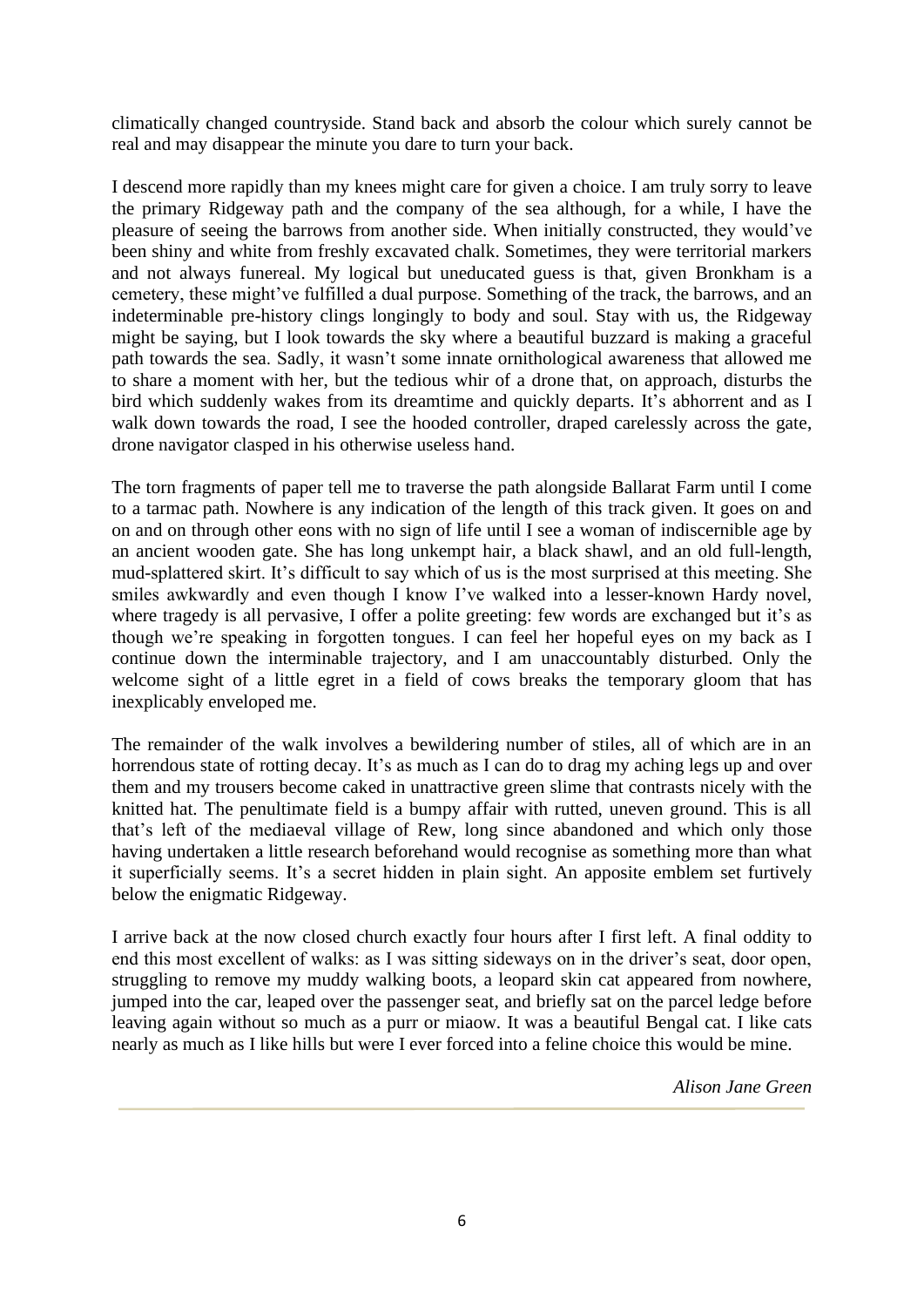climatically changed countryside. Stand back and absorb the colour which surely cannot be real and may disappear the minute you dare to turn your back.

I descend more rapidly than my knees might care for given a choice. I am truly sorry to leave the primary Ridgeway path and the company of the sea although, for a while, I have the pleasure of seeing the barrows from another side. When initially constructed, they would've been shiny and white from freshly excavated chalk. Sometimes, they were territorial markers and not always funereal. My logical but uneducated guess is that, given Bronkham is a cemetery, these might've fulfilled a dual purpose. Something of the track, the barrows, and an indeterminable pre-history clings longingly to body and soul. Stay with us, the Ridgeway might be saying, but I look towards the sky where a beautiful buzzard is making a graceful path towards the sea. Sadly, it wasn't some innate ornithological awareness that allowed me to share a moment with her, but the tedious whir of a drone that, on approach, disturbs the bird which suddenly wakes from its dreamtime and quickly departs. It's abhorrent and as I walk down towards the road, I see the hooded controller, draped carelessly across the gate, drone navigator clasped in his otherwise useless hand.

The torn fragments of paper tell me to traverse the path alongside Ballarat Farm until I come to a tarmac path. Nowhere is any indication of the length of this track given. It goes on and on and on through other eons with no sign of life until I see a woman of indiscernible age by an ancient wooden gate. She has long unkempt hair, a black shawl, and an old full-length, mud-splattered skirt. It's difficult to say which of us is the most surprised at this meeting. She smiles awkwardly and even though I know I've walked into a lesser-known Hardy novel, where tragedy is all pervasive, I offer a polite greeting: few words are exchanged but it's as though we're speaking in forgotten tongues. I can feel her hopeful eyes on my back as I continue down the interminable trajectory, and I am unaccountably disturbed. Only the welcome sight of a little egret in a field of cows breaks the temporary gloom that has inexplicably enveloped me.

The remainder of the walk involves a bewildering number of stiles, all of which are in an horrendous state of rotting decay. It's as much as I can do to drag my aching legs up and over them and my trousers become caked in unattractive green slime that contrasts nicely with the knitted hat. The penultimate field is a bumpy affair with rutted, uneven ground. This is all that's left of the mediaeval village of Rew, long since abandoned and which only those having undertaken a little research beforehand would recognise as something more than what it superficially seems. It's a secret hidden in plain sight. An apposite emblem set furtively below the enigmatic Ridgeway.

I arrive back at the now closed church exactly four hours after I first left. A final oddity to end this most excellent of walks: as I was sitting sideways on in the driver's seat, door open, struggling to remove my muddy walking boots, a leopard skin cat appeared from nowhere, jumped into the car, leaped over the passenger seat, and briefly sat on the parcel ledge before leaving again without so much as a purr or miaow. It was a beautiful Bengal cat. I like cats nearly as much as I like hills but were I ever forced into a feline choice this would be mine.

*Alison Jane Green*